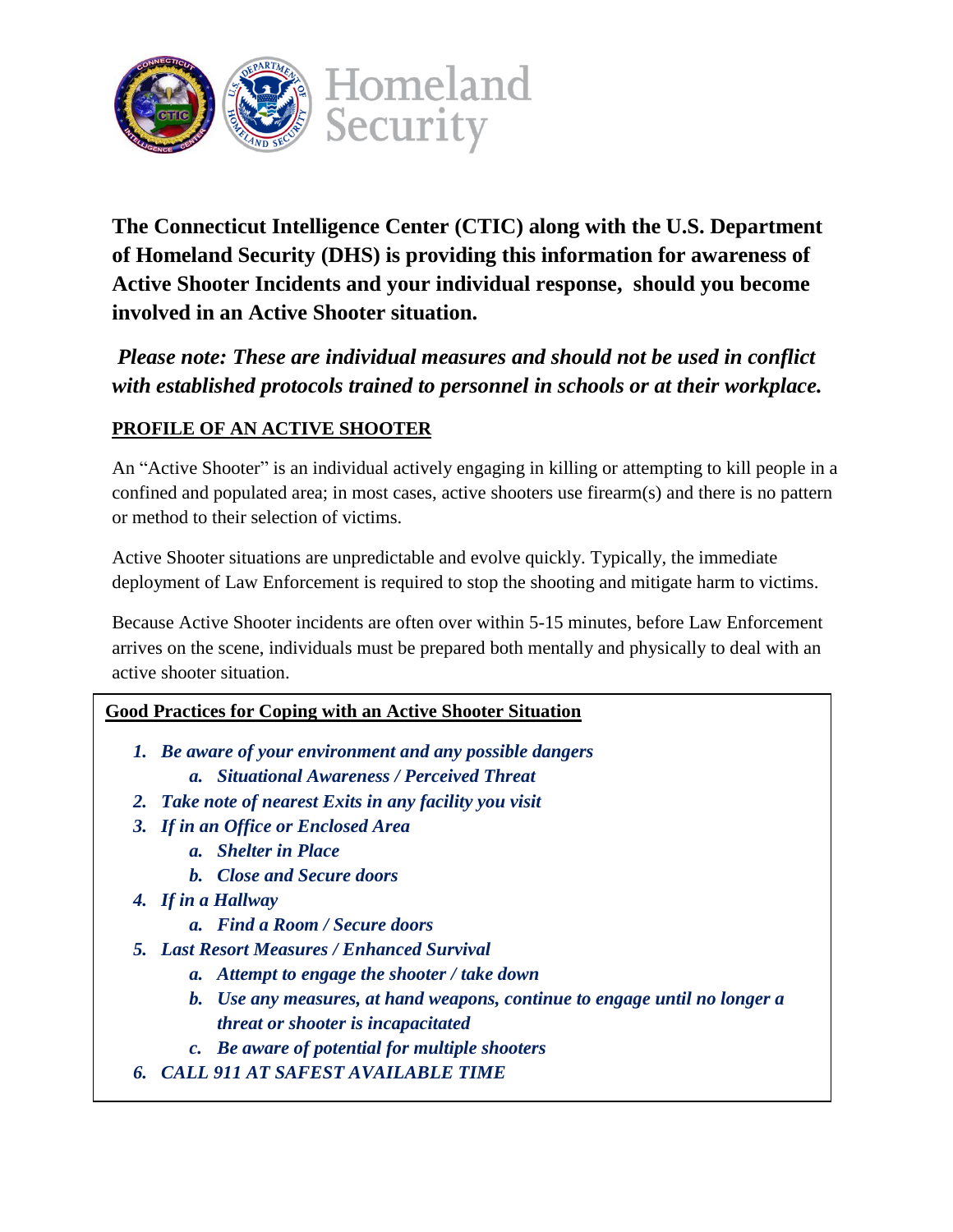Homeland Security

**The Connecticut Intelligence Center (CTIC) along with the U.S. Department of Homeland Security (DHS) is providing this information for awareness of Active Shooter Incidents and your individual response, should you become involved in an Active Shooter situation.**

***Please note: These are individual measures and should not be used in conflict with established protocols trained to personnel in schools or at their workplace.***

## PROFILE OF AN ACTIVE SHOOTER

An "Active Shooter" is an individual actively engaging in killing or attempting to kill people in a confined and populated area; in most cases, active shooters use firearm(s) and there is no pattern or method to their selection of victims.

Active Shooter situations are unpredictable and evolve quickly. Typically, the immediate deployment of Law Enforcement is required to stop the shooting and mitigate harm to victims.

Because Active Shooter incidents are often over within 5-15 minutes, before Law Enforcement arrives on the scene, individuals must be prepared both mentally and physically to deal with an active shooter situation.

### Good Practices for Coping with an Active Shooter Situation

1. ***Be aware of your environment and any possible dangers***
    a. ***Situational Awareness / Perceived Threat***
2. ***Take note of nearest Exits in any facility you visit***
3. ***If in an Office or Enclosed Area***
    a. ***Shelter in Place***
    b. ***Close and Secure doors***
4. ***If in a Hallway***
    a. ***Find a Room / Secure doors***
5. ***Last Resort Measures / Enhanced Survival***
    a. ***Attempt to engage the shooter / take down***
    b. ***Use any measures, at hand weapons, continue to engage until no longer a threat or shooter is incapacitated***
    c. ***Be aware of potential for multiple shooters***
6. ***CALL 911 AT SAFEST AVAILABLE TIME***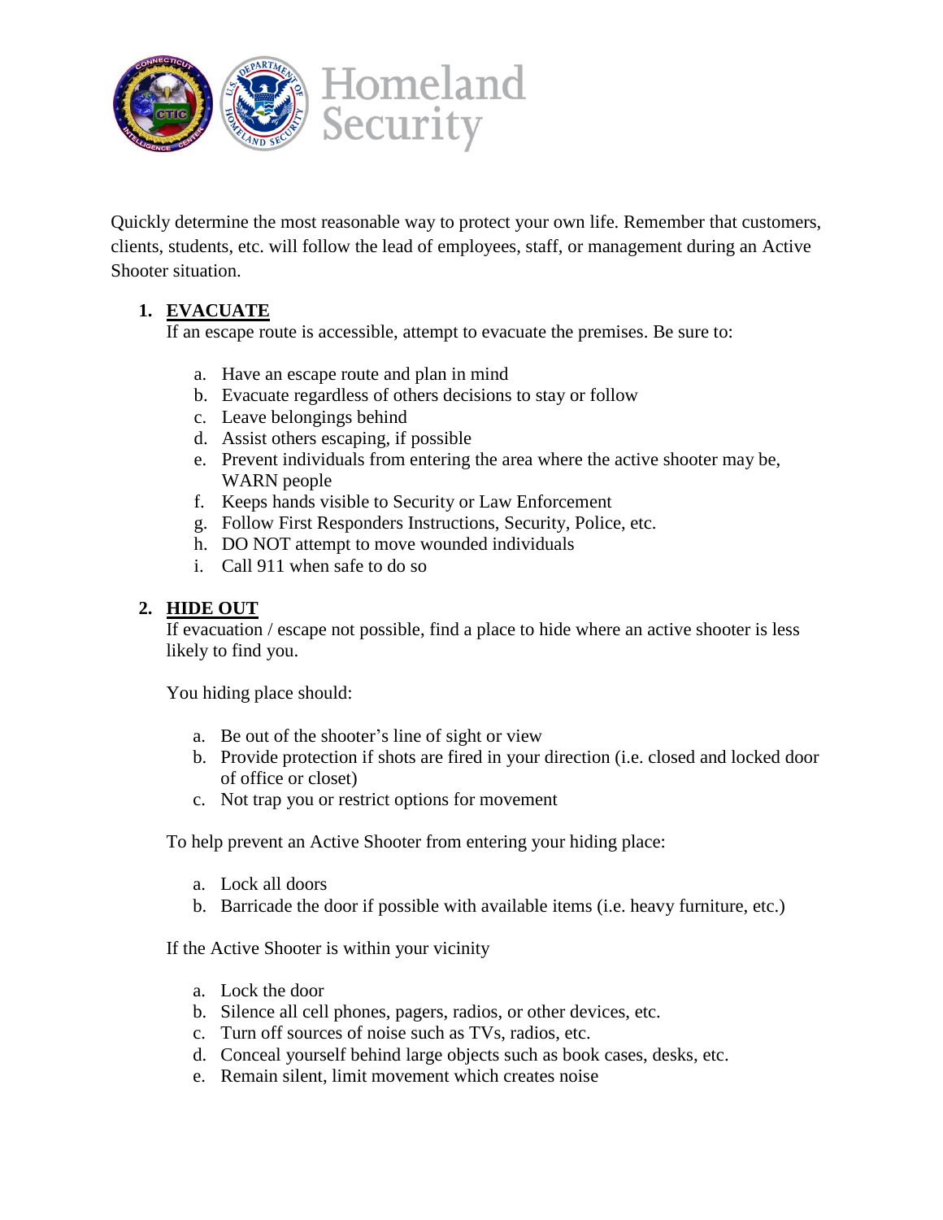Quickly determine the most reasonable way to protect your own life. Remember that customers, clients, students, etc. will follow the lead of employees, staff, or management during an Active Shooter situation.

1. **EVACUATE**
   If an escape route is accessible, attempt to evacuate the premises. Be sure to:

   a. Have an escape route and plan in mind
   b. Evacuate regardless of others decisions to stay or follow
   c. Leave belongings behind
   d. Assist others escaping, if possible
   e. Prevent individuals from entering the area where the active shooter may be, WARN people
   f. Keeps hands visible to Security or Law Enforcement
   g. Follow First Responders Instructions, Security, Police, etc.
   h. DO NOT attempt to move wounded individuals
   i. Call 911 when safe to do so

2. **HIDE OUT**
   If evacuation / escape not possible, find a place to hide where an active shooter is less likely to find you.

   You hiding place should:

   a. Be out of the shooter's line of sight or view
   b. Provide protection if shots are fired in your direction (i.e. closed and locked door of office or closet)
   c. Not trap you or restrict options for movement

   To help prevent an Active Shooter from entering your hiding place:

   a. Lock all doors
   b. Barricade the door if possible with available items (i.e. heavy furniture, etc.)

   If the Active Shooter is within your vicinity

   a. Lock the door
   b. Silence all cell phones, pagers, radios, or other devices, etc.
   c. Turn off sources of noise such as TVs, radios, etc.
   d. Conceal yourself behind large objects such as book cases, desks, etc.
   e. Remain silent, limit movement which creates noise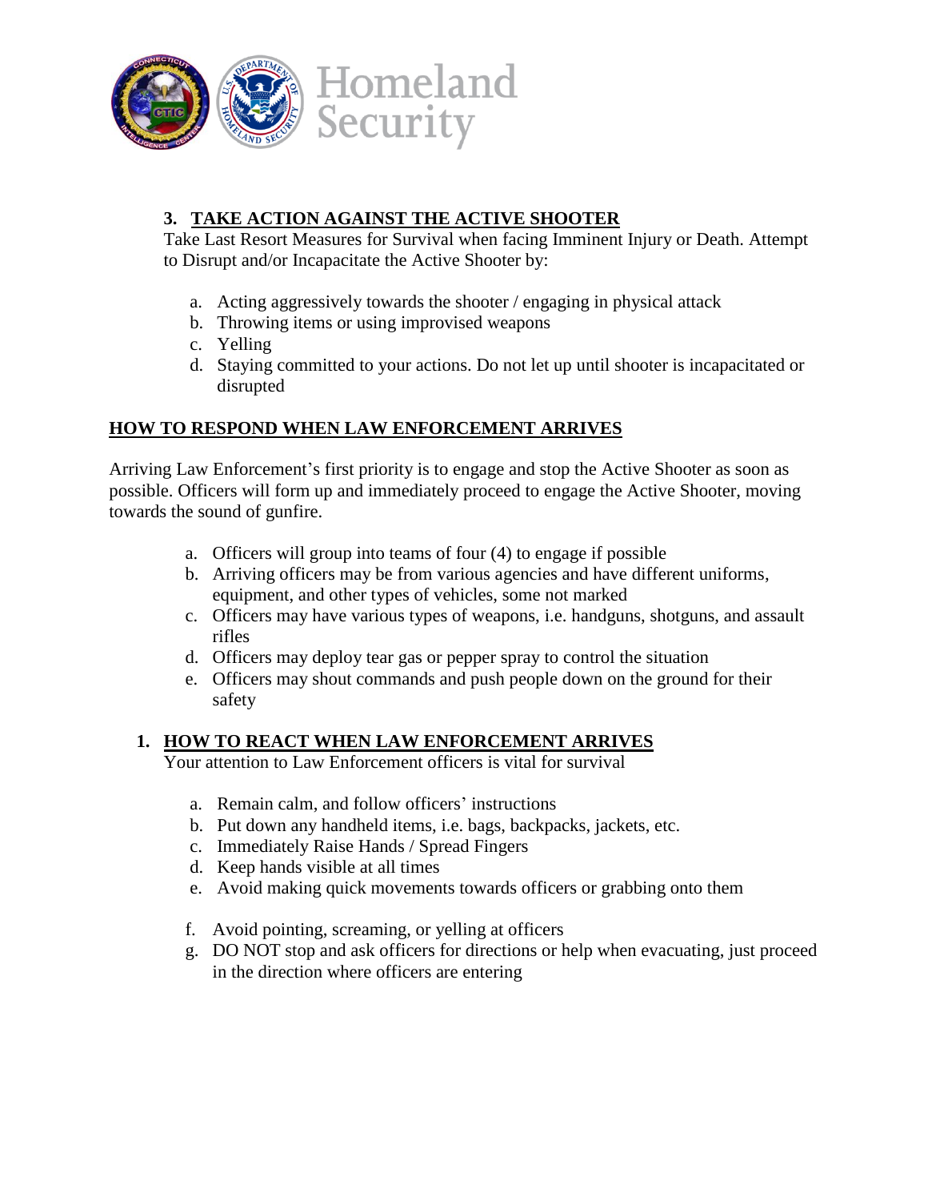### 3. TAKE ACTION AGAINST THE ACTIVE SHOOTER

Take Last Resort Measures for Survival when facing Imminent Injury or Death. Attempt to Disrupt and/or Incapacitate the Active Shooter by:

a. Acting aggressively towards the shooter / engaging in physical attack
b. Throwing items or using improvised weapons
c. Yelling
d. Staying committed to your actions. Do not let up until shooter is incapacitated or disrupted

## HOW TO RESPOND WHEN LAW ENFORCEMENT ARRIVES

Arriving Law Enforcement's first priority is to engage and stop the Active Shooter as soon as possible. Officers will form up and immediately proceed to engage the Active Shooter, moving towards the sound of gunfire.

a. Officers will group into teams of four (4) to engage if possible
b. Arriving officers may be from various agencies and have different uniforms, equipment, and other types of vehicles, some not marked
c. Officers may have various types of weapons, i.e. handguns, shotguns, and assault rifles
d. Officers may deploy tear gas or pepper spray to control the situation
e. Officers may shout commands and push people down on the ground for their safety

### 1. HOW TO REACT WHEN LAW ENFORCEMENT ARRIVES

Your attention to Law Enforcement officers is vital for survival

a. Remain calm, and follow officers' instructions
b. Put down any handheld items, i.e. bags, backpacks, jackets, etc.
c. Immediately Raise Hands / Spread Fingers
d. Keep hands visible at all times
e. Avoid making quick movements towards officers or grabbing onto them
f. Avoid pointing, screaming, or yelling at officers
g. DO NOT stop and ask officers for directions or help when evacuating, just proceed in the direction where officers are entering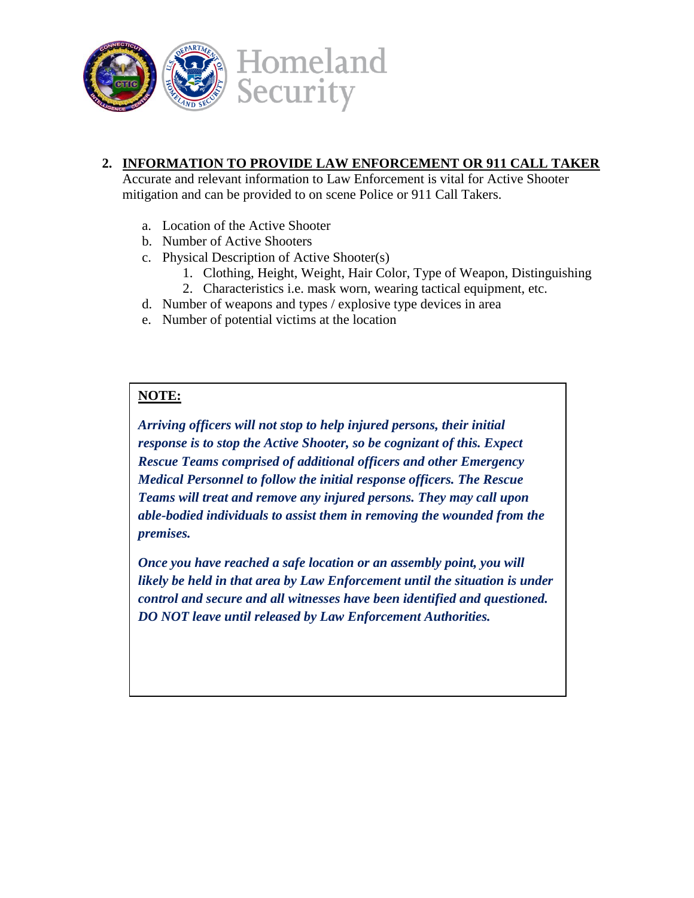## 2. INFORMATION TO PROVIDE LAW ENFORCEMENT OR 911 CALL TAKER

Accurate and relevant information to Law Enforcement is vital for Active Shooter mitigation and can be provided to on scene Police or 911 Call Takers.

a. Location of the Active Shooter
b. Number of Active Shooters
c. Physical Description of Active Shooter(s)
    1. Clothing, Height, Weight, Hair Color, Type of Weapon, Distinguishing
    2. Characteristics i.e. mask worn, wearing tactical equipment, etc.
d. Number of weapons and types / explosive type devices in area
e. Number of potential victims at the location

**NOTE:**

***Arriving officers will not stop to help injured persons, their initial response is to stop the Active Shooter, so be cognizant of this. Expect Rescue Teams comprised of additional officers and other Emergency Medical Personnel to follow the initial response officers. The Rescue Teams will treat and remove any injured persons. They may call upon able-bodied individuals to assist them in removing the wounded from the premises.***

***Once you have reached a safe location or an assembly point, you will likely be held in that area by Law Enforcement until the situation is under control and secure and all witnesses have been identified and questioned. DO NOT leave until released by Law Enforcement Authorities.***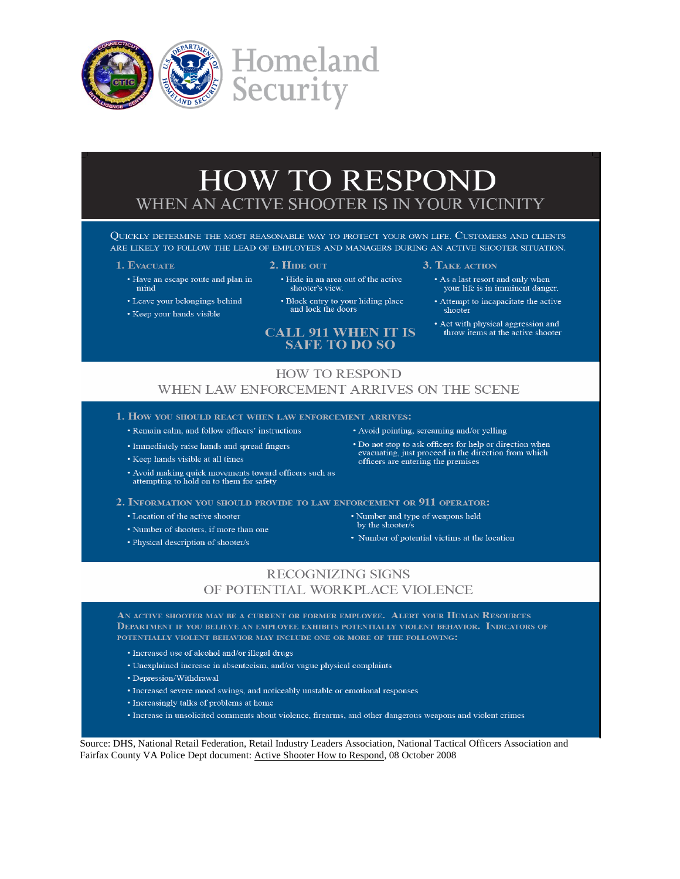Homeland Security

# HOW TO RESPOND

## WHEN AN ACTIVE SHOOTER IS IN YOUR VICINITY

QUICKLY DETERMINE THE MOST REASONABLE WAY TO PROTECT YOUR OWN LIFE. CUSTOMERS AND CLIENTS ARE LIKELY TO FOLLOW THE LEAD OF EMPLOYEES AND MANAGERS DURING AN ACTIVE SHOOTER SITUATION.

### 1. EVACUATE

- Have an escape route and plan in mind
- Leave your belongings behind
- Keep your hands visible

### 2. HIDE OUT

- Hide in an area out of the active shooter's view.
- Block entry to your hiding place and lock the doors

**CALL 911 WHEN IT IS SAFE TO DO SO**

### 3. TAKE ACTION

- As a last resort and only when your life is in imminent danger.
- Attempt to incapacitate the active shooter
- Act with physical aggression and throw items at the active shooter

## HOW TO RESPOND WHEN LAW ENFORCEMENT ARRIVES ON THE SCENE

### 1. HOW YOU SHOULD REACT WHEN LAW ENFORCEMENT ARRIVES:

- Remain calm, and follow officers' instructions
- Immediately raise hands and spread fingers
- Keep hands visible at all times
- Avoid making quick movements toward officers such as attempting to hold on to them for safety
- Avoid pointing, screaming and/or yelling
- Do not stop to ask officers for help or direction when evacuating, just proceed in the direction from which officers are entering the premises

### 2. INFORMATION YOU SHOULD PROVIDE TO LAW ENFORCEMENT OR 911 OPERATOR:

- Location of the active shooter
- Number of shooters, if more than one
- Physical description of shooter/s
- Number and type of weapons held by the shooter/s
- Number of potential victims at the location

## RECOGNIZING SIGNS OF POTENTIAL WORKPLACE VIOLENCE

AN ACTIVE SHOOTER MAY BE A CURRENT OR FORMER EMPLOYEE. ALERT YOUR HUMAN RESOURCES DEPARTMENT IF YOU BELIEVE AN EMPLOYEE EXHIBITS POTENTIALLY VIOLENT BEHAVIOR. INDICATORS OF POTENTIALLY VIOLENT BEHAVIOR MAY INCLUDE ONE OR MORE OF THE FOLLOWING:

- Increased use of alcohol and/or illegal drugs
- Unexplained increase in absenteeism, and/or vague physical complaints
- Depression/Withdrawal
- Increased severe mood swings, and noticeably unstable or emotional responses
- Increasingly talks of problems at home
- Increase in unsolicited comments about violence, firearms, and other dangerous weapons and violent crimes

Source: DHS, National Retail Federation, Retail Industry Leaders Association, National Tactical Officers Association and Fairfax County VA Police Dept document: Active Shooter How to Respond, 08 October 2008